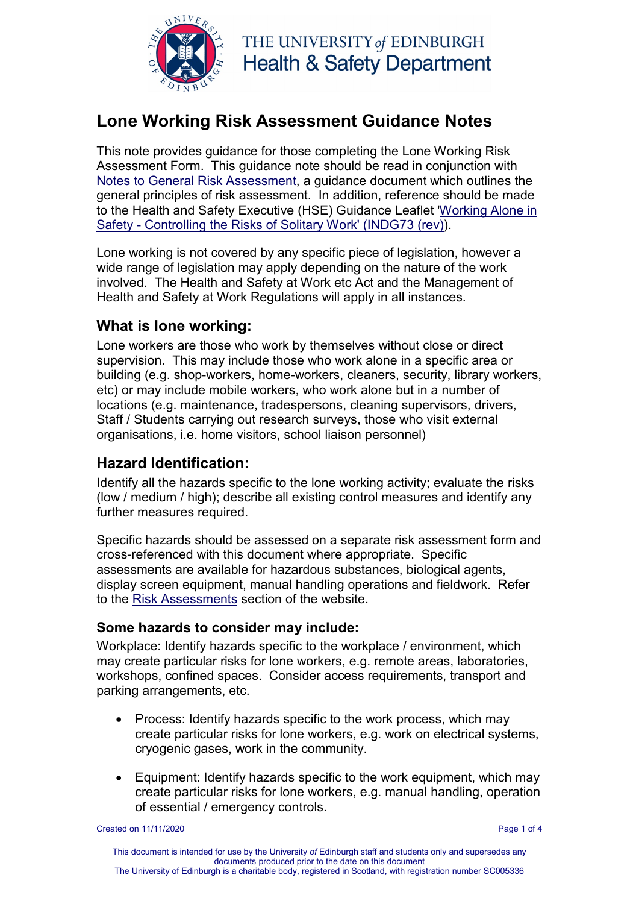THE UNIVERSITY *of* EDINBURGH
Health & Safety Department

# Lone Working Risk Assessment Guidance Notes

This note provides guidance for those completing the Lone Working Risk Assessment Form. This guidance note should be read in conjunction with Notes to General Risk Assessment, a guidance document which outlines the general principles of risk assessment. In addition, reference should be made to the Health and Safety Executive (HSE) Guidance Leaflet 'Working Alone in Safety - Controlling the Risks of Solitary Work' (INDG73 (rev)).

Lone working is not covered by any specific piece of legislation, however a wide range of legislation may apply depending on the nature of the work involved. The Health and Safety at Work etc Act and the Management of Health and Safety at Work Regulations will apply in all instances.

## What is lone working:

Lone workers are those who work by themselves without close or direct supervision. This may include those who work alone in a specific area or building (e.g. shop-workers, home-workers, cleaners, security, library workers, etc) or may include mobile workers, who work alone but in a number of locations (e.g. maintenance, tradespersons, cleaning supervisors, drivers, Staff / Students carrying out research surveys, those who visit external organisations, i.e. home visitors, school liaison personnel)

## Hazard Identification:

Identify all the hazards specific to the lone working activity; evaluate the risks (low / medium / high); describe all existing control measures and identify any further measures required.

Specific hazards should be assessed on a separate risk assessment form and cross-referenced with this document where appropriate. Specific assessments are available for hazardous substances, biological agents, display screen equipment, manual handling operations and fieldwork. Refer to the Risk Assessments section of the website.

### Some hazards to consider may include:

Workplace: Identify hazards specific to the workplace / environment, which may create particular risks for lone workers, e.g. remote areas, laboratories, workshops, confined spaces. Consider access requirements, transport and parking arrangements, etc.

- Process: Identify hazards specific to the work process, which may create particular risks for lone workers, e.g. work on electrical systems, cryogenic gases, work in the community.
- Equipment: Identify hazards specific to the work equipment, which may create particular risks for lone workers, e.g. manual handling, operation of essential / emergency controls.

Created on 11/11/2020

This document is intended for use by the University *of* Edinburgh staff and students only and supersedes any documents produced prior to the date on this document
The University of Edinburgh is a charitable body, registered in Scotland, with registration number SC005336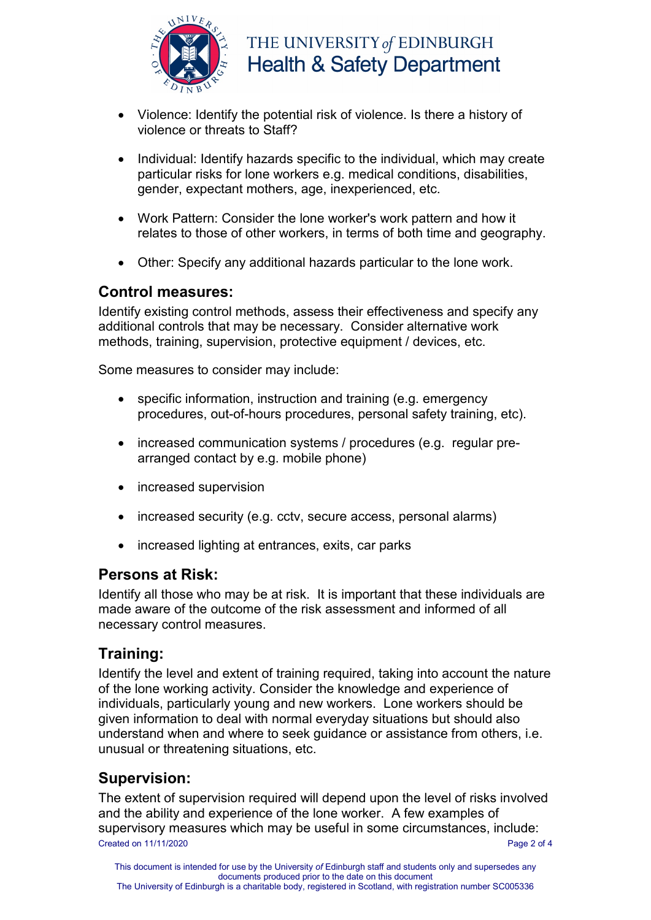- Violence: Identify the potential risk of violence. Is there a history of violence or threats to Staff?

- Individual: Identify hazards specific to the individual, which may create particular risks for lone workers e.g. medical conditions, disabilities, gender, expectant mothers, age, inexperienced, etc.

- Work Pattern: Consider the lone worker's work pattern and how it relates to those of other workers, in terms of both time and geography.

- Other: Specify any additional hazards particular to the lone work.

## Control measures:

Identify existing control methods, assess their effectiveness and specify any additional controls that may be necessary. Consider alternative work methods, training, supervision, protective equipment / devices, etc.

Some measures to consider may include:

- specific information, instruction and training (e.g. emergency procedures, out-of-hours procedures, personal safety training, etc).

- increased communication systems / procedures (e.g. regular pre-arranged contact by e.g. mobile phone)

- increased supervision

- increased security (e.g. cctv, secure access, personal alarms)

- increased lighting at entrances, exits, car parks

## Persons at Risk:

Identify all those who may be at risk. It is important that these individuals are made aware of the outcome of the risk assessment and informed of all necessary control measures.

## Training:

Identify the level and extent of training required, taking into account the nature of the lone working activity. Consider the knowledge and experience of individuals, particularly young and new workers. Lone workers should be given information to deal with normal everyday situations but should also understand when and where to seek guidance or assistance from others, i.e. unusual or threatening situations, etc.

## Supervision:

The extent of supervision required will depend upon the level of risks involved and the ability and experience of the lone worker. A few examples of supervisory measures which may be useful in some circumstances, include: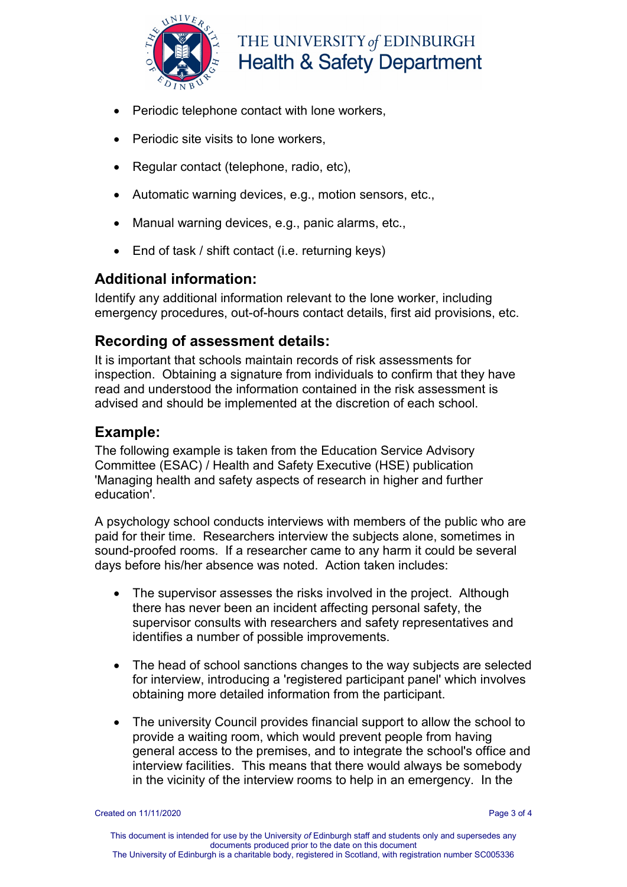- Periodic telephone contact with lone workers,
- Periodic site visits to lone workers,
- Regular contact (telephone, radio, etc),
- Automatic warning devices, e.g., motion sensors, etc.,
- Manual warning devices, e.g., panic alarms, etc.,
- End of task / shift contact (i.e. returning keys)

## Additional information:

Identify any additional information relevant to the lone worker, including emergency procedures, out-of-hours contact details, first aid provisions, etc.

## Recording of assessment details:

It is important that schools maintain records of risk assessments for inspection. Obtaining a signature from individuals to confirm that they have read and understood the information contained in the risk assessment is advised and should be implemented at the discretion of each school.

## Example:

The following example is taken from the Education Service Advisory Committee (ESAC) / Health and Safety Executive (HSE) publication 'Managing health and safety aspects of research in higher and further education'.

A psychology school conducts interviews with members of the public who are paid for their time. Researchers interview the subjects alone, sometimes in sound-proofed rooms. If a researcher came to any harm it could be several days before his/her absence was noted. Action taken includes:

- The supervisor assesses the risks involved in the project. Although there has never been an incident affecting personal safety, the supervisor consults with researchers and safety representatives and identifies a number of possible improvements.
- The head of school sanctions changes to the way subjects are selected for interview, introducing a 'registered participant panel' which involves obtaining more detailed information from the participant.
- The university Council provides financial support to allow the school to provide a waiting room, which would prevent people from having general access to the premises, and to integrate the school's office and interview facilities. This means that there would always be somebody in the vicinity of the interview rooms to help in an emergency. In the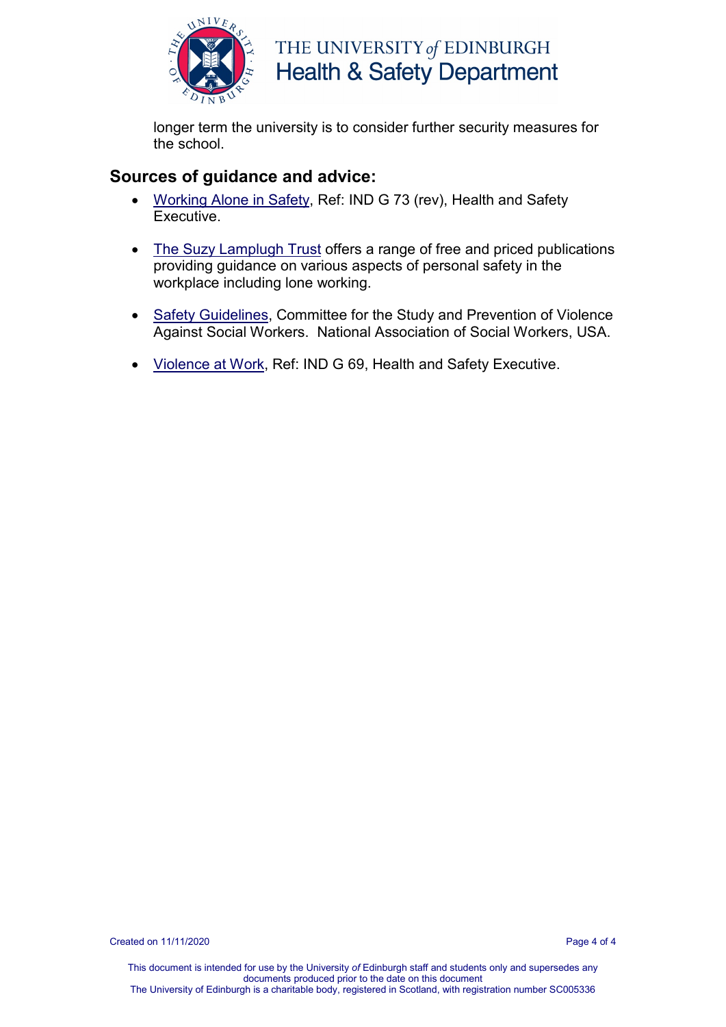longer term the university is to consider further security measures for the school.

## Sources of guidance and advice:

- Working Alone in Safety, Ref: IND G 73 (rev), Health and Safety Executive.

- The Suzy Lamplugh Trust offers a range of free and priced publications providing guidance on various aspects of personal safety in the workplace including lone working.

- Safety Guidelines, Committee for the Study and Prevention of Violence Against Social Workers. National Association of Social Workers, USA.

- Violence at Work, Ref: IND G 69, Health and Safety Executive.